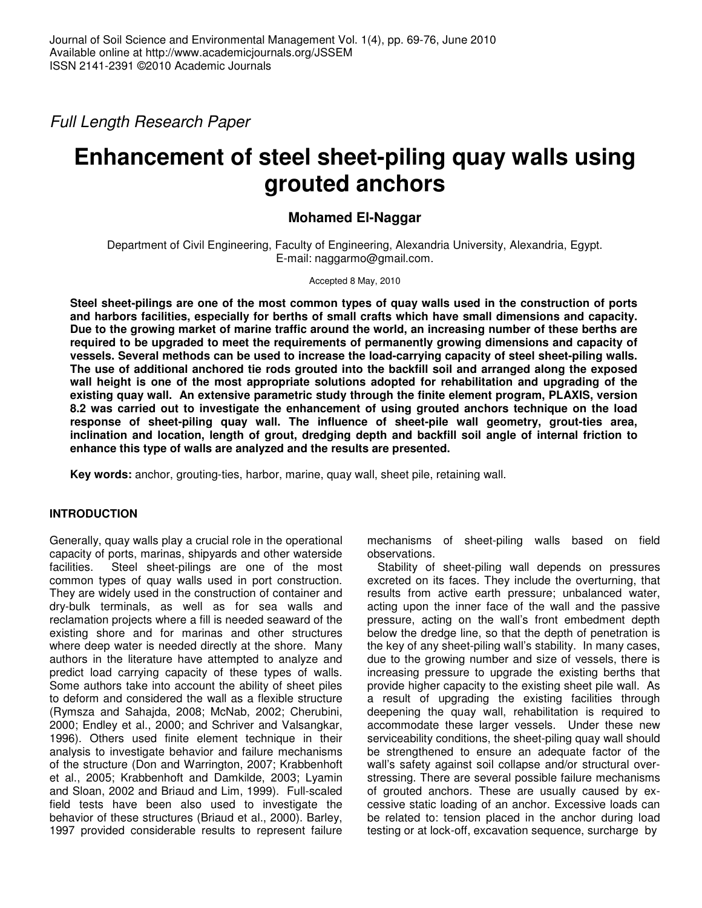Full Length Research Paper

# Enhancement of steel sheet-piling quay walls using grouted anchors

**Mohamed El-Naggar**

Department of Civil Engineering, Faculty of Engineering, Alexandria University, Alexandria, Egypt.
E-mail: naggarmo@gmail.com.

Accepted 8 May, 2010

**Steel sheet-pilings are one of the most common types of quay walls used in the construction of ports and harbors facilities, especially for berths of small crafts which have small dimensions and capacity. Due to the growing market of marine traffic around the world, an increasing number of these berths are required to be upgraded to meet the requirements of permanently growing dimensions and capacity of vessels. Several methods can be used to increase the load-carrying capacity of steel sheet-piling walls. The use of additional anchored tie rods grouted into the backfill soil and arranged along the exposed wall height is one of the most appropriate solutions adopted for rehabilitation and upgrading of the existing quay wall. An extensive parametric study through the finite element program, PLAXIS, version 8.2 was carried out to investigate the enhancement of using grouted anchors technique on the load response of sheet-piling quay wall. The influence of sheet-pile wall geometry, grout-ties area, inclination and location, length of grout, dredging depth and backfill soil angle of internal friction to enhance this type of walls are analyzed and the results are presented.**

**Key words:** anchor, grouting-ties, harbor, marine, quay wall, sheet pile, retaining wall.

## INTRODUCTION

Generally, quay walls play a crucial role in the operational capacity of ports, marinas, shipyards and other waterside facilities. Steel sheet-pilings are one of the most common types of quay walls used in port construction. They are widely used in the construction of container and dry-bulk terminals, as well as for sea walls and reclamation projects where a fill is needed seaward of the existing shore and for marinas and other structures where deep water is needed directly at the shore. Many authors in the literature have attempted to analyze and predict load carrying capacity of these types of walls. Some authors take into account the ability of sheet piles to deform and considered the wall as a flexible structure (Rymsza and Sahajda, 2008; McNab, 2002; Cherubini, 2000; Endley et al., 2000; and Schriver and Valsangkar, 1996). Others used finite element technique in their analysis to investigate behavior and failure mechanisms of the structure (Don and Warrington, 2007; Krabbenhoft et al., 2005; Krabbenhoft and Damkilde, 2003; Lyamin and Sloan, 2002 and Briaud and Lim, 1999). Full-scaled field tests have been also used to investigate the behavior of these structures (Briaud et al., 2000). Barley, 1997 provided considerable results to represent failure mechanisms of sheet-piling walls based on field observations.

Stability of sheet-piling wall depends on pressures excreted on its faces. They include the overturning, that results from active earth pressure; unbalanced water, acting upon the inner face of the wall and the passive pressure, acting on the wall's front embedment depth below the dredge line, so that the depth of penetration is the key of any sheet-piling wall's stability. In many cases, due to the growing number and size of vessels, there is increasing pressure to upgrade the existing berths that provide higher capacity to the existing sheet pile wall. As a result of upgrading the existing facilities through deepening the quay wall, rehabilitation is required to accommodate these larger vessels. Under these new serviceability conditions, the sheet-piling quay wall should be strengthened to ensure an adequate factor of the wall's safety against soil collapse and/or structural over-stressing. There are several possible failure mechanisms of grouted anchors. These are usually caused by excessive static loading of an anchor. Excessive loads can be related to: tension placed in the anchor during load testing or at lock-off, excavation sequence, surcharge by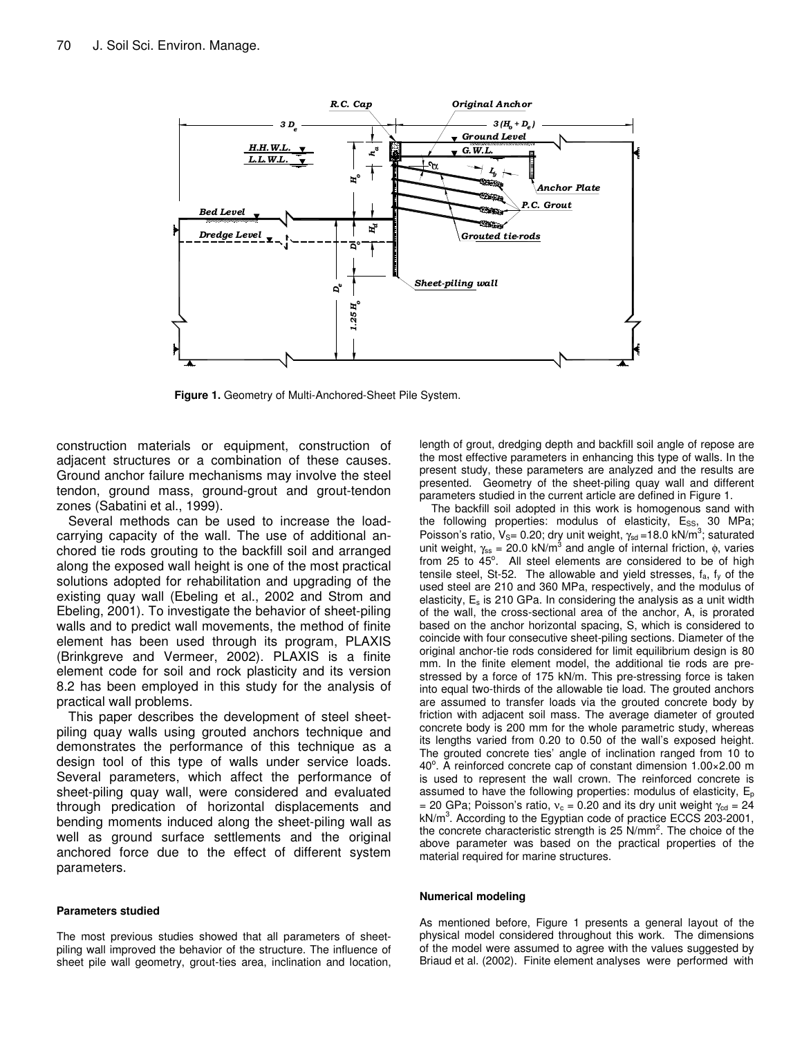Figure 1. Geometry of Multi-Anchored-Sheet Pile System.

construction materials or equipment, construction of adjacent structures or a combination of these causes. Ground anchor failure mechanisms may involve the steel tendon, ground mass, ground-grout and grout-tendon zones (Sabatini et al., 1999).

Several methods can be used to increase the load-carrying capacity of the wall. The use of additional anchored tie rods grouting to the backfill soil and arranged along the exposed wall height is one of the most practical solutions adopted for rehabilitation and upgrading of the existing quay wall (Ebeling et al., 2002 and Strom and Ebeling, 2001). To investigate the behavior of sheet-piling walls and to predict wall movements, the method of finite element has been used through its program, PLAXIS (Brinkgreve and Vermeer, 2002). PLAXIS is a finite element code for soil and rock plasticity and its version 8.2 has been employed in this study for the analysis of practical wall problems.

This paper describes the development of steel sheet-piling quay walls using grouted anchors technique and demonstrates the performance of this technique as a design tool of this type of walls under service loads. Several parameters, which affect the performance of sheet-piling quay wall, were considered and evaluated through predication of horizontal displacements and bending moments induced along the sheet-piling wall as well as ground surface settlements and the original anchored force due to the effect of different system parameters.

## Parameters studied

The most previous studies showed that all parameters of sheet-piling wall improved the behavior of the structure. The influence of sheet pile wall geometry, grout-ties area, inclination and location, length of grout, dredging depth and backfill soil angle of repose are the most effective parameters in enhancing this type of walls. In the present study, these parameters are analyzed and the results are presented. Geometry of the sheet-piling quay wall and different parameters studied in the current article are defined in Figure 1.

The backfill soil adopted in this work is homogenous sand with the following properties: modulus of elasticity, $E_{SS}$, 30 MPa; Poisson's ratio, $V_S$= 0.20; dry unit weight, $\gamma_{sd}$ =18.0 kN/m$^3$; saturated unit weight, $\gamma_{ss}$ = 20.0 kN/m$^3$ and angle of internal friction, $\phi$, varies from 25 to 45°. All steel elements are considered to be of high tensile steel, St-52. The allowable and yield stresses, $f_a$, $f_y$ of the used steel are 210 and 360 MPa, respectively, and the modulus of elasticity, $E_s$ is 210 GPa. In considering the analysis as a unit width of the wall, the cross-sectional area of the anchor, A, is prorated based on the anchor horizontal spacing, S, which is considered to coincide with four consecutive sheet-piling sections. Diameter of the original anchor-tie rods considered for limit equilibrium design is 80 mm. In the finite element model, the additional tie rods are pre-stressed by a force of 175 kN/m. This pre-stressing force is taken into equal two-thirds of the allowable tie load. The grouted anchors are assumed to transfer loads via the grouted concrete body by friction with adjacent soil mass. The average diameter of grouted concrete body is 200 mm for the whole parametric study, whereas its lengths varied from 0.20 to 0.50 of the wall's exposed height. The grouted concrete ties' angle of inclination ranged from 10 to 40°. A reinforced concrete cap of constant dimension 1.00×2.00 m is used to represent the wall crown. The reinforced concrete is assumed to have the following properties: modulus of elasticity, $E_p$ = 20 GPa; Poisson's ratio, $\nu_c$ = 0.20 and its dry unit weight $\gamma_{cd}$ = 24 kN/m$^3$. According to the Egyptian code of practice ECCS 203-2001, the concrete characteristic strength is 25 N/mm$^2$. The choice of the above parameter was based on the practical properties of the material required for marine structures.

## Numerical modeling

As mentioned before, Figure 1 presents a general layout of the physical model considered throughout this work. The dimensions of the model were assumed to agree with the values suggested by Briaud et al. (2002). Finite element analyses were performed with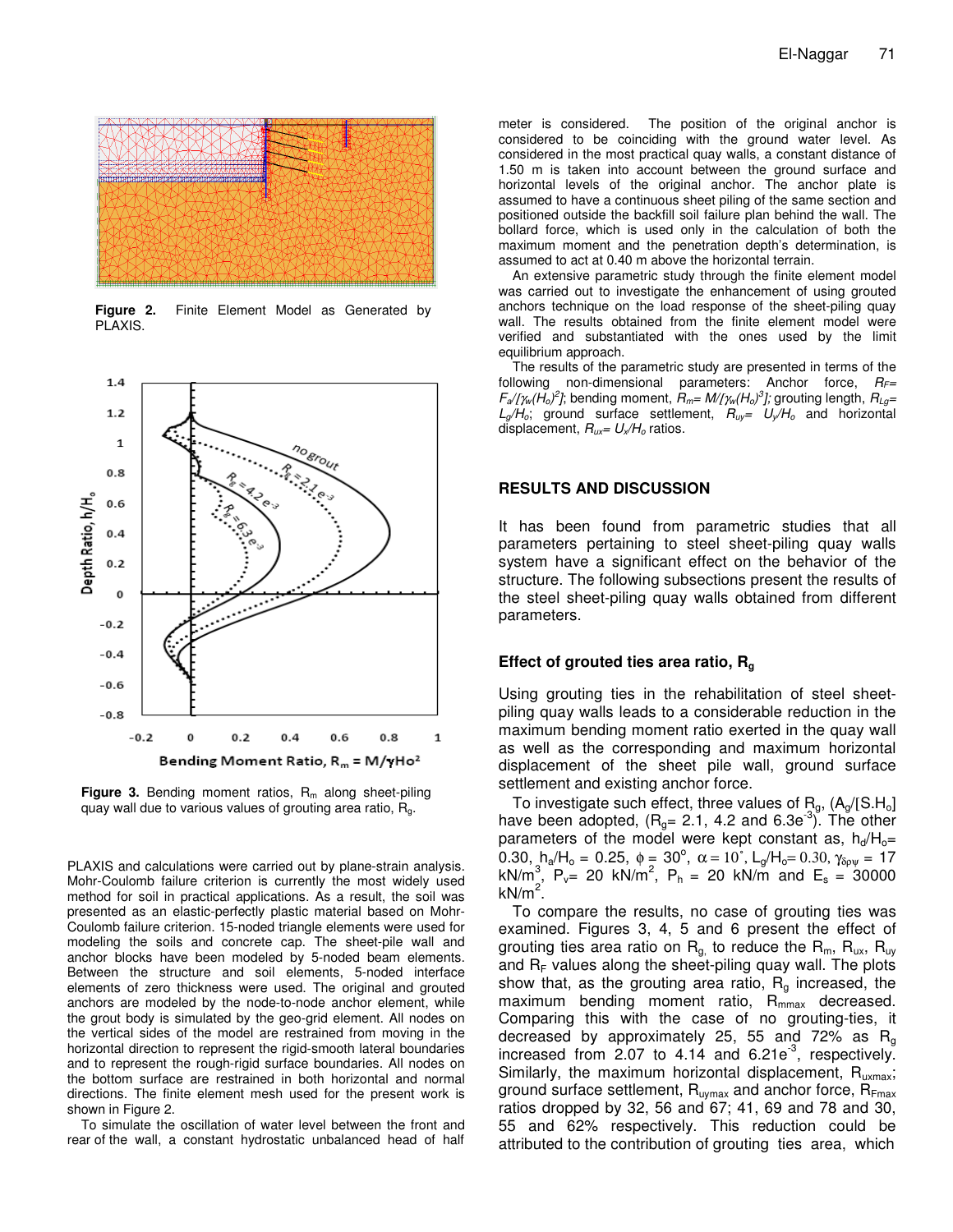Figure 2. Finite Element Model as Generated by PLAXIS.

Figure 3. Bending moment ratios, $R_m$ along sheet-piling quay wall due to various values of grouting area ratio, $R_g$.

PLAXIS and calculations were carried out by plane-strain analysis. Mohr-Coulomb failure criterion is currently the most widely used method for soil in practical applications. As a result, the soil was presented as an elastic-perfectly plastic material based on Mohr-Coulomb failure criterion. 15-noded triangle elements were used for modeling the soils and concrete cap. The sheet-pile wall and anchor blocks have been modeled by 5-noded beam elements. Between the structure and soil elements, 5-noded interface elements of zero thickness were used. The original and grouted anchors are modeled by the node-to-node anchor element, while the grout body is simulated by the geo-grid element. All nodes on the vertical sides of the model are restrained from moving in the horizontal direction to represent the rigid-smooth lateral boundaries and to represent the rough-rigid surface boundaries. All nodes on the bottom surface are restrained in both horizontal and normal directions. The finite element mesh used for the present work is shown in Figure 2.

To simulate the oscillation of water level between the front and rear of the wall, a constant hydrostatic unbalanced head of half meter is considered. The position of the original anchor is considered to be coinciding with the ground water level. As considered in the most practical quay walls, a constant distance of 1.50 m is taken into account between the ground surface and horizontal levels of the original anchor. The anchor plate is assumed to have a continuous sheet piling of the same section and positioned outside the backfill soil failure plan behind the wall. The bollard force, which is used only in the calculation of both the maximum moment and the penetration depth's determination, is assumed to act at 0.40 m above the horizontal terrain.

An extensive parametric study through the finite element model was carried out to investigate the enhancement of using grouted anchors technique on the load response of the sheet-piling quay wall. The results obtained from the finite element model were verified and substantiated with the ones used by the limit equilibrium approach.

The results of the parametric study are presented in terms of the following non-dimensional parameters: Anchor force, $R_F= F_a/[\gamma_w(H_o)^2]$; bending moment, $R_m= M/[\gamma_w(H_o)^3]$; grouting length, $R_{Lg}= L_g/H_o$; ground surface settlement, $R_{uy}= U_y/H_o$ and horizontal displacement, $R_{ux}= U_x/H_o$ ratios.

## RESULTS AND DISCUSSION

It has been found from parametric studies that all parameters pertaining to steel sheet-piling quay walls system have a significant effect on the behavior of the structure. The following subsections present the results of the steel sheet-piling quay walls obtained from different parameters.

### Effect of grouted ties area ratio, $R_g$

Using grouting ties in the rehabilitation of steel sheet-piling quay walls leads to a considerable reduction in the maximum bending moment ratio exerted in the quay wall as well as the corresponding and maximum horizontal displacement of the sheet pile wall, ground surface settlement and existing anchor force.

To investigate such effect, three values of $R_g$, ($A_g/[S.H_o]$ have been adopted, ($R_g$= 2.1, 4.2 and 6.3e$^{-3}$). The other parameters of the model were kept constant as, $h_d/H_o$= 0.30, $h_a/H_o$ = 0.25, $\phi$ = 30°, $\alpha$ = 10°, $L_g/H_o$= 0.30, $\gamma_{\delta\rho\psi}$ = 17 kN/m$^3$, $P_v$= 20 kN/m$^2$, $P_h$ = 20 kN/m and $E_s$ = 30000 kN/m$^2$.

To compare the results, no case of grouting ties was examined. Figures 3, 4, 5 and 6 present the effect of grouting ties area ratio on $R_g$, to reduce the $R_m$, $R_{ux}$, $R_{uy}$ and $R_F$ values along the sheet-piling quay wall. The plots show that, as the grouting area ratio, $R_g$ increased, the maximum bending moment ratio, $R_{mmax}$ decreased. Comparing this with the case of no grouting-ties, it decreased by approximately 25, 55 and 72% as $R_g$ increased from 2.07 to 4.14 and 6.21e$^{-3}$, respectively. Similarly, the maximum horizontal displacement, $R_{uxmax}$; ground surface settlement, $R_{uymax}$ and anchor force, $R_{Fmax}$ ratios dropped by 32, 56 and 67; 41, 69 and 78 and 30, 55 and 62% respectively. This reduction could be attributed to the contribution of grouting ties area, which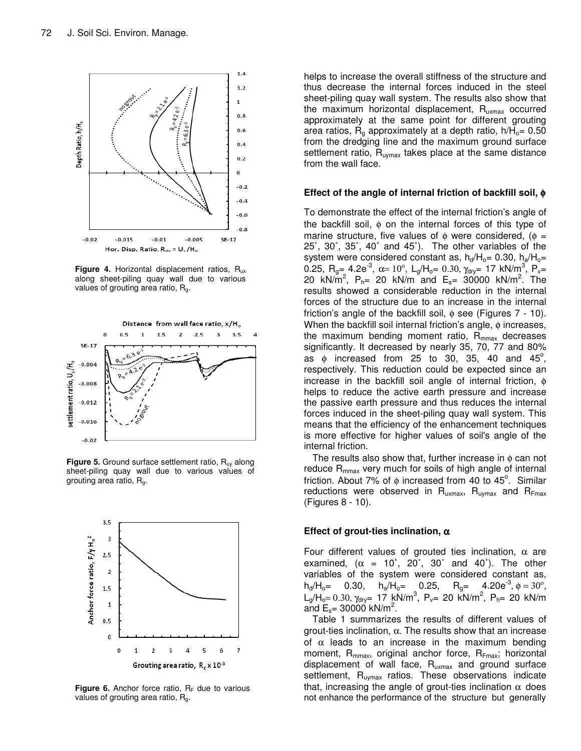**Figure 4.** Horizontal displacement ratios, $R_{ux}$ along sheet-piling quay wall due to various values of grouting area ratio, $R_g$.

**Figure 5.** Ground surface settlement ratio, $R_{uy}$ along sheet-piling quay wall due to various values of grouting area ratio, $R_g$.

**Figure 6.** Anchor force ratio, $R_F$ due to various values of grouting area ratio, $R_g$.

helps to increase the overall stiffness of the structure and thus decrease the internal forces induced in the steel sheet-piling quay wall system. The results also show that the maximum horizontal displacement, $R_{uxmax}$ occurred approximately at the same point for different grouting area ratios, $R_g$ approximately at a depth ratio, $h/H_o$= 0.50 from the dredging line and the maximum ground surface settlement ratio, $R_{uymax}$ takes place at the same distance from the wall face.

### Effect of the angle of internal friction of backfill soil, $\phi$

To demonstrate the effect of the internal friction's angle of the backfill soil, $\phi$ on the internal forces of this type of marine structure, five values of $\phi$ were considered, ($\phi$ = 25°, 30°, 35°, 40° and 45°). The other variables of the system were considered constant as, $h_d/H_o$= 0.30, $h_a/H_o$= 0.25, $R_g$= 4.2e$^{-3}$, $\alpha$= 10°, $L_g/H_o$= 0.30, $\gamma_{dry}$= 17 kN/m$^3$, $P_v$= 20 kN/m$^2$, $P_h$= 20 kN/m and $E_s$= 30000 kN/m$^2$. The results showed a considerable reduction in the internal forces of the structure due to an increase in the internal friction's angle of the backfill soil, $\phi$ see (Figures 7 - 10). When the backfill soil internal friction's angle, $\phi$ increases, the maximum bending moment ratio, $R_{mmax}$ decreases significantly. It decreased by nearly 35, 70, 77 and 80% as $\phi$ increased from 25 to 30, 35, 40 and 45°, respectively. This reduction could be expected since an increase in the backfill soil angle of internal friction, $\phi$ helps to reduce the active earth pressure and increase the passive earth pressure and thus reduces the internal forces induced in the sheet-piling quay wall system. This means that the efficiency of the enhancement techniques is more effective for higher values of soil's angle of the internal friction.

The results also show that, further increase in $\phi$ can not reduce $R_{mmax}$ very much for soils of high angle of internal friction. About 7% of $\phi$ increased from 40 to 45°. Similar reductions were observed in $R_{uxmax}$, $R_{uymax}$ and $R_{Fmax}$ (Figures 8 - 10).

### Effect of grout-ties inclination, $\alpha$

Four different values of grouted ties inclination, $\alpha$ are examined, ($\alpha$ = 10°, 20°, 30° and 40°). The other variables of the system were considered constant as, $h_d/H_o$= 0.30, $h_a/H_o$= 0.25, $R_g$= 4.20e$^{-3}$, $\phi$ = 30°, $L_g/H_o$= 0.30, $\gamma_{dry}$= 17 kN/m$^3$, $P_v$= 20 kN/m$^2$, $P_h$= 20 kN/m and $E_s$= 30000 kN/m$^2$.

Table 1 summarizes the results of different values of grout-ties inclination, $\alpha$. The results show that an increase of $\alpha$ leads to an increase in the maximum bending moment, $R_{mmax}$, original anchor force, $R_{Fmax}$; horizontal displacement of wall face, $R_{uxmax}$ and ground surface settlement, $R_{uymax}$ ratios. These observations indicate that, increasing the angle of grout-ties inclination $\alpha$ does not enhance the performance of the structure but generally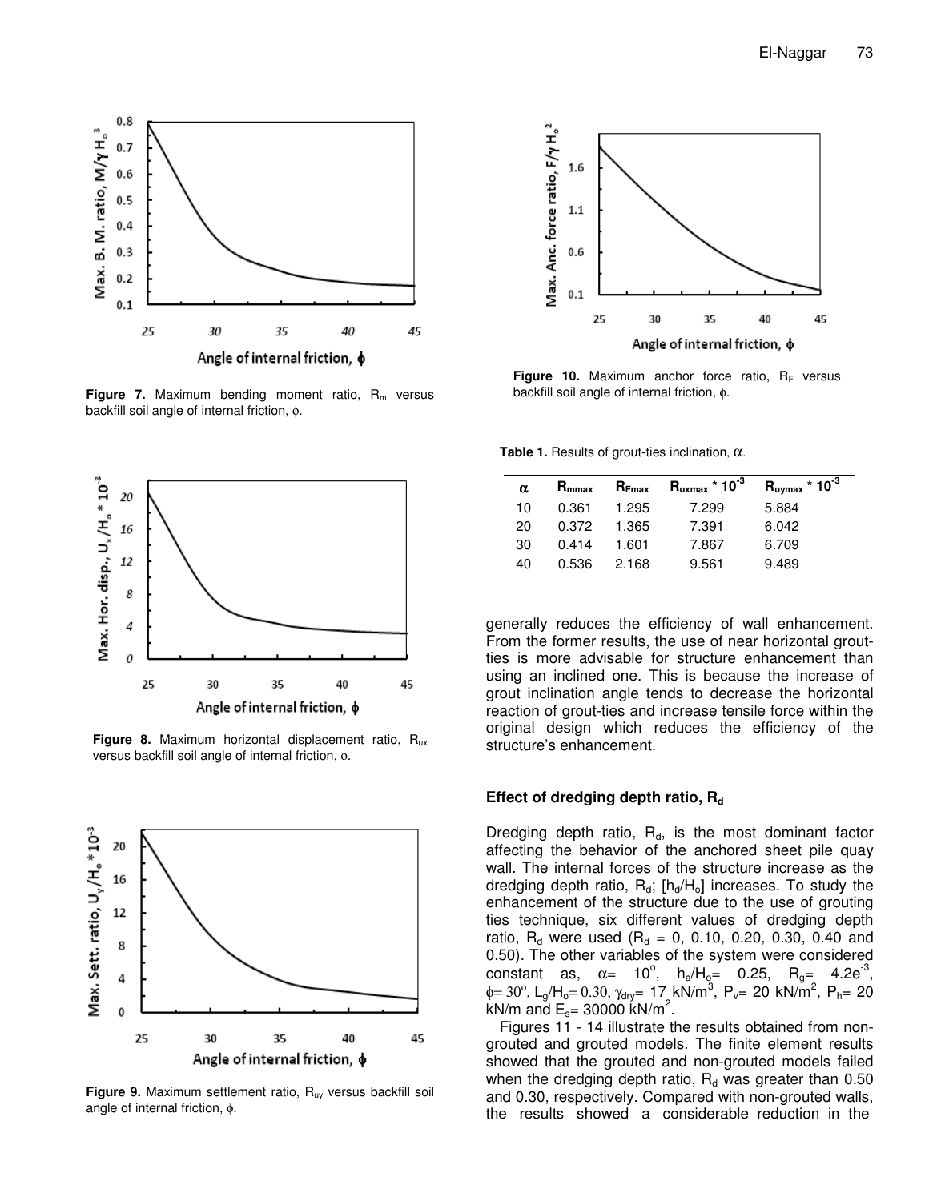**Figure 7.** Maximum bending moment ratio, $R_m$ versus backfill soil angle of internal friction, $\phi$.

**Figure 8.** Maximum horizontal displacement ratio, $R_{ux}$ versus backfill soil angle of internal friction, $\phi$.

**Figure 9.** Maximum settlement ratio, $R_{uy}$ versus backfill soil angle of internal friction, $\phi$.

**Figure 10.** Maximum anchor force ratio, $R_F$ versus backfill soil angle of internal friction, $\phi$.

**Table 1.** Results of grout-ties inclination, $\alpha$.

| $\alpha$ | $R_{mmax}$ | $R_{Fmax}$ | $R_{uxmax} * 10^{-3}$ | $R_{uymax} * 10^{-3}$ |
|---|---|---|---|---|
| 10 | 0.361 | 1.295 | 7.299 | 5.884 |
| 20 | 0.372 | 1.365 | 7.391 | 6.042 |
| 30 | 0.414 | 1.601 | 7.867 | 6.709 |
| 40 | 0.536 | 2.168 | 9.561 | 9.489 |

generally reduces the efficiency of wall enhancement. From the former results, the use of near horizontal grout-ties is more advisable for structure enhancement than using an inclined one. This is because the increase of grout inclination angle tends to decrease the horizontal reaction of grout-ties and increase tensile force within the original design which reduces the efficiency of the structure's enhancement.

### Effect of dredging depth ratio, $R_d$

Dredging depth ratio, $R_d$, is the most dominant factor affecting the behavior of the anchored sheet pile quay wall. The internal forces of the structure increase as the dredging depth ratio, $R_d$; [$h_d/H_o$] increases. To study the enhancement of the structure due to the use of grouting ties technique, six different values of dredging depth ratio, $R_d$ were used ($R_d$ = 0, 0.10, 0.20, 0.30, 0.40 and 0.50). The other variables of the system were considered constant as, $\alpha = 10^o$, $h_a/H_o$= 0.25, $R_g$= 4.2e$^{-3}$, $\phi = 30^o$, $L_g/H_o$= 0.30, $\gamma_{dry}$= 17 kN/m$^3$, $P_v$= 20 kN/m$^2$, $P_h$= 20 kN/m and $E_s$= 30000 kN/m$^2$.

Figures 11 - 14 illustrate the results obtained from non-grouted and grouted models. The finite element results showed that the grouted and non-grouted models failed when the dredging depth ratio, $R_d$ was greater than 0.50 and 0.30, respectively. Compared with non-grouted walls, the results showed a considerable reduction in the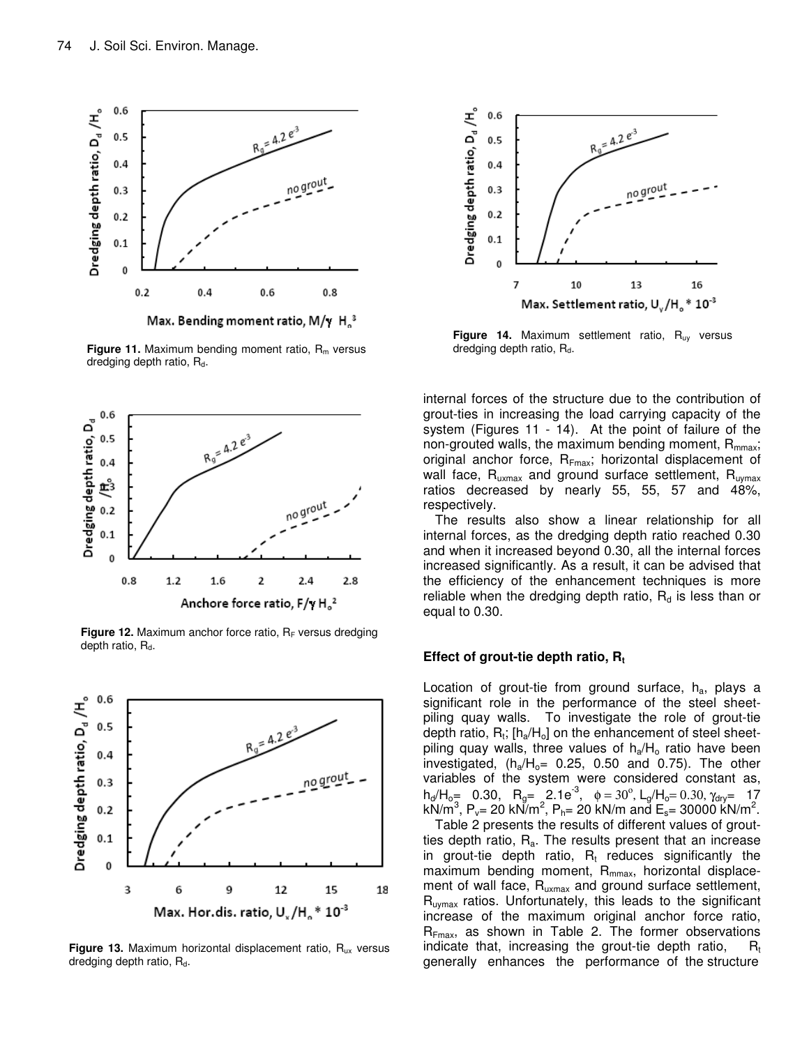Figure 11. Maximum bending moment ratio, $R_m$ versus dredging depth ratio, $R_d$.

Figure 12. Maximum anchor force ratio, $R_F$ versus dredging depth ratio, $R_d$.

Figure 13. Maximum horizontal displacement ratio, $R_{ux}$ versus dredging depth ratio, $R_d$.

Figure 14. Maximum settlement ratio, $R_{uy}$ versus dredging depth ratio, $R_d$.

internal forces of the structure due to the contribution of grout-ties in increasing the load carrying capacity of the system (Figures 11 - 14). At the point of failure of the non-grouted walls, the maximum bending moment, $R_{mmax}$; original anchor force, $R_{Fmax}$; horizontal displacement of wall face, $R_{uxmax}$ and ground surface settlement, $R_{uymax}$ ratios decreased by nearly 55, 55, 57 and 48%, respectively.

The results also show a linear relationship for all internal forces, as the dredging depth ratio reached 0.30 and when it increased beyond 0.30, all the internal forces increased significantly. As a result, it can be advised that the efficiency of the enhancement techniques is more reliable when the dredging depth ratio, $R_d$ is less than or equal to 0.30.

## Effect of grout-tie depth ratio, $R_t$

Location of grout-tie from ground surface, $h_a$, plays a significant role in the performance of the steel sheet-piling quay walls. To investigate the role of grout-tie depth ratio, $R_t$; $[h_a/H_o]$ on the enhancement of steel sheet-piling quay walls, three values of $h_a/H_o$ ratio have been investigated, ($h_a/H_o$= 0.25, 0.50 and 0.75). The other variables of the system were considered constant as, $h_d/H_o$= 0.30, $R_g$= 2.1e$^{-3}$, $\phi = 30^o$, $L_g/H_o$= 0.30, $\gamma_{dry}$= 17 kN/m$^3$, $P_v$= 20 kN/m$^2$, $P_h$= 20 kN/m and $E_s$= 30000 kN/m$^2$.

Table 2 presents the results of different values of grout-ties depth ratio, $R_a$. The results present that an increase in grout-tie depth ratio, $R_t$ reduces significantly the maximum bending moment, $R_{mmax}$, horizontal displacement of wall face, $R_{uxmax}$ and ground surface settlement, $R_{uymax}$ ratios. Unfortunately, this leads to the significant increase of the maximum original anchor force ratio, $R_{Fmax}$, as shown in Table 2. The former observations indicate that, increasing the grout-tie depth ratio, $R_t$ generally enhances the performance of the structure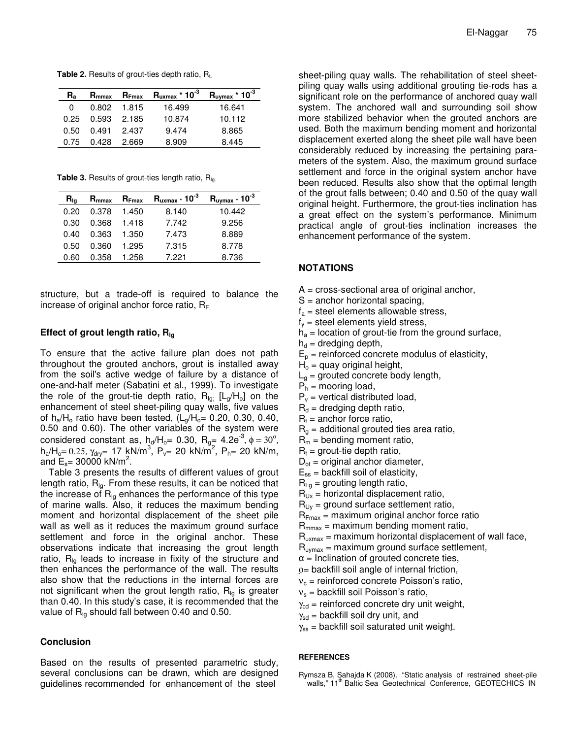**Table 2.** Results of grout-ties depth ratio, $R_t$.

| $R_a$ | $R_{mmax}$ | $R_{Fmax}$ | $R_{uxmax} * 10^{-3}$ | $R_{uymax} * 10^{-3}$ |
|---|---|---|---|---|
| 0 | 0.802 | 1.815 | 16.499 | 16.641 |
| 0.25 | 0.593 | 2.185 | 10.874 | 10.112 |
| 0.50 | 0.491 | 2.437 | 9.474 | 8.865 |
| 0.75 | 0.428 | 2.669 | 8.909 | 8.445 |

**Table 3.** Results of grout-ties length ratio, $R_{lg}$.

| $R_{lg}$ | $R_{mmax}$ | $R_{Fmax}$ | $R_{uxmax} * 10^{-3}$ | $R_{uymax} * 10^{-3}$ |
|---|---|---|---|---|
| 0.20 | 0.378 | 1.450 | 8.140 | 10.442 |
| 0.30 | 0.368 | 1.418 | 7.742 | 9.256 |
| 0.40 | 0.363 | 1.350 | 7.473 | 8.889 |
| 0.50 | 0.360 | 1.295 | 7.315 | 8.778 |
| 0.60 | 0.358 | 1.258 | 7.221 | 8.736 |

structure, but a trade-off is required to balance the increase of original anchor force ratio, $R_F$.

### Effect of grout length ratio, $R_{lg}$

To ensure that the active failure plan does not path throughout the grouted anchors, grout is installed away from the soil's active wedge of failure by a distance of one-and-half meter (Sabatini et al., 1999). To investigate the role of the grout-tie depth ratio, $R_{lg}$; $[L_g/H_o]$ on the enhancement of steel sheet-piling quay walls, five values of $h_a/H_o$ ratio have been tested, ($L_g/H_o$= 0.20, 0.30, 0.40, 0.50 and 0.60). The other variables of the system were considered constant as, $h_d/H_o$= 0.30, $R_g$= $4.2e^{-3}$, $\phi = 30^o$, $h_a/H_o$= 0.25, $\gamma_{dry}$= 17 kN/m$^3$, $P_v$= 20 kN/m$^2$, $P_h$= 20 kN/m, and $E_s$= 30000 kN/m$^2$.

Table 3 presents the results of different values of grout length ratio, $R_{lg}$. From these results, it can be noticed that the increase of $R_{lg}$ enhances the performance of this type of marine walls. Also, it reduces the maximum bending moment and horizontal displacement of the sheet pile wall as well as it reduces the maximum ground surface settlement and force in the original anchor. These observations indicate that increasing the grout length ratio, $R_{lg}$ leads to increase in fixity of the structure and then enhances the performance of the wall. The results also show that the reductions in the internal forces are not significant when the grout length ratio, $R_{lg}$ is greater than 0.40. In this study's case, it is recommended that the value of $R_{lg}$ should fall between 0.40 and 0.50.

### Conclusion

Based on the results of presented parametric study, several conclusions can be drawn, which are designed guidelines recommended for enhancement of the steel sheet-piling quay walls. The rehabilitation of steel sheet-piling quay walls using additional grouting tie-rods has a significant role on the performance of anchored quay wall system. The anchored wall and surrounding soil show more stabilized behavior when the grouted anchors are used. Both the maximum bending moment and horizontal displacement exerted along the sheet pile wall have been considerably reduced by increasing the pertaining parameters of the system. Also, the maximum ground surface settlement and force in the original system anchor have been reduced. Results also show that the optimal length of the grout falls between; 0.40 and 0.50 of the quay wall original height. Furthermore, the grout-ties inclination has a great effect on the system's performance. Minimum practical angle of grout-ties inclination increases the enhancement performance of the system.

### NOTATIONS

$A$ = cross-sectional area of original anchor,
$S$ = anchor horizontal spacing,
$f_a$ = steel elements allowable stress,
$f_y$ = steel elements yield stress,
$h_a$ = location of grout-tie from the ground surface,
$h_d$ = dredging depth,
$E_p$ = reinforced concrete modulus of elasticity,
$H_o$ = quay original height,
$L_g$ = grouted concrete body length,
$P_h$ = mooring load,
$P_v$ = vertical distributed load,
$R_d$ = dredging depth ratio,
$R_f$ = anchor force ratio,
$R_g$ = additional grouted ties area ratio,
$R_m$ = bending moment ratio,
$R_t$ = grout-tie depth ratio,
$D_{ot}$ = original anchor diameter,
$E_{ss}$ = backfill soil of elasticity,
$R_{Lg}$ = grouting length ratio,
$R_{Ux}$ = horizontal displacement ratio,
$R_{Uy}$ = ground surface settlement ratio,
$R_{Fmax}$ = maximum original anchor force ratio
$R_{mmax}$ = maximum bending moment ratio,
$R_{uxmax}$ = maximum horizontal displacement of wall face,
$R_{uymax}$ = maximum ground surface settlement,
$\alpha$ = Inclination of grouted concrete ties,
$\phi$= backfill soil angle of internal friction,
$\nu_c$ = reinforced concrete Poisson's ratio,
$\nu_s$ = backfill soil Poisson's ratio,
$\gamma_{cd}$ = reinforced concrete dry unit weight,
$\gamma_{sd}$ = backfill soil dry unit, and
$\gamma_{ss}$ = backfill soil saturated unit weight.

#### REFERENCES

Rymsza B, Sahajda K (2008). "Static analysis of restrained sheet-pile walls," 11th Baltic Sea Geotechnical Conference, GEOTECHICS IN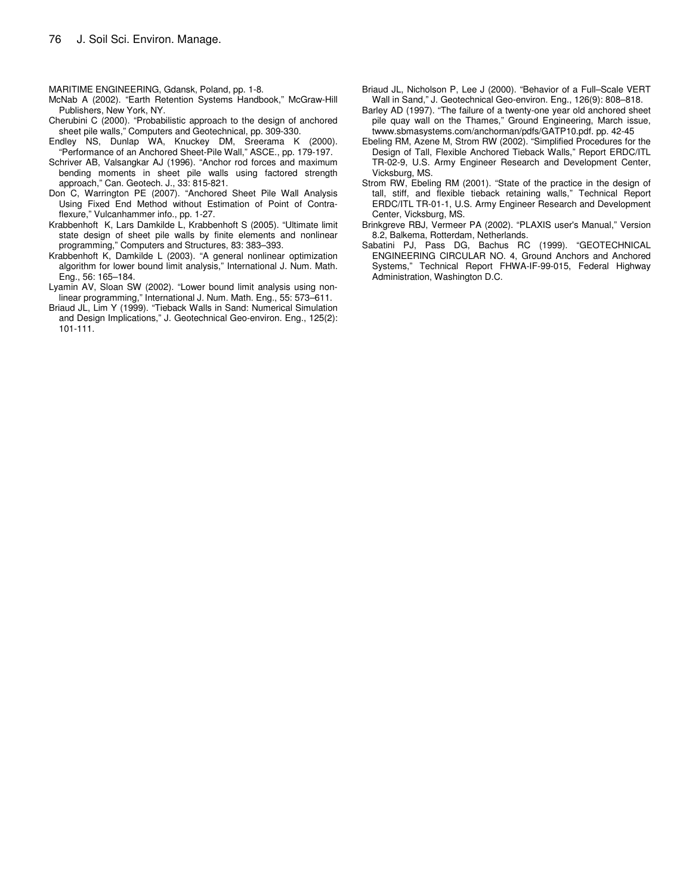MARITIME ENGINEERING, Gdansk, Poland, pp. 1-8.

McNab A (2002). "Earth Retention Systems Handbook," McGraw-Hill Publishers, New York, NY.

Cherubini C (2000). "Probabilistic approach to the design of anchored sheet pile walls," Computers and Geotechnical, pp. 309-330.

Endley NS, Dunlap WA, Knuckey DM, Sreerama K (2000). "Performance of an Anchored Sheet-Pile Wall," ASCE., pp. 179-197.

Schriver AB, Valsangkar AJ (1996). "Anchor rod forces and maximum bending moments in sheet pile walls using factored strength approach," Can. Geotech. J., 33: 815-821.

Don C, Warrington PE (2007). "Anchored Sheet Pile Wall Analysis Using Fixed End Method without Estimation of Point of Contra-flexure," Vulcanhammer info., pp. 1-27.

Krabbenhoft K, Lars Damkilde L, Krabbenhoft S (2005). "Ultimate limit state design of sheet pile walls by finite elements and nonlinear programming," Computers and Structures, 83: 383–393.

Krabbenhoft K, Damkilde L (2003). "A general nonlinear optimization algorithm for lower bound limit analysis," International J. Num. Math. Eng., 56: 165–184.

Lyamin AV, Sloan SW (2002). "Lower bound limit analysis using non-linear programming," International J. Num. Math. Eng., 55: 573–611.

Briaud JL, Lim Y (1999). "Tieback Walls in Sand: Numerical Simulation and Design Implications," J. Geotechnical Geo-environ. Eng., 125(2): 101-111.

Briaud JL, Nicholson P, Lee J (2000). "Behavior of a Full–Scale VERT Wall in Sand," J. Geotechnical Geo-environ. Eng., 126(9): 808–818.

Barley AD (1997). "The failure of a twenty-one year old anchored sheet pile quay wall on the Thames," Ground Engineering, March issue, twww.sbmasystems.com/anchorman/pdfs/GATP10.pdf. pp. 42-45

Ebeling RM, Azene M, Strom RW (2002). "Simplified Procedures for the Design of Tall, Flexible Anchored Tieback Walls," Report ERDC/ITL TR-02-9, U.S. Army Engineer Research and Development Center, Vicksburg, MS.

Strom RW, Ebeling RM (2001). "State of the practice in the design of tall, stiff, and flexible tieback retaining walls," Technical Report ERDC/ITL TR-01-1, U.S. Army Engineer Research and Development Center, Vicksburg, MS.

Brinkgreve RBJ, Vermeer PA (2002). "PLAXIS user's Manual," Version 8.2, Balkema, Rotterdam, Netherlands.

Sabatini PJ, Pass DG, Bachus RC (1999). "GEOTECHNICAL ENGINEERING CIRCULAR NO. 4, Ground Anchors and Anchored Systems," Technical Report FHWA-IF-99-015, Federal Highway Administration, Washington D.C.